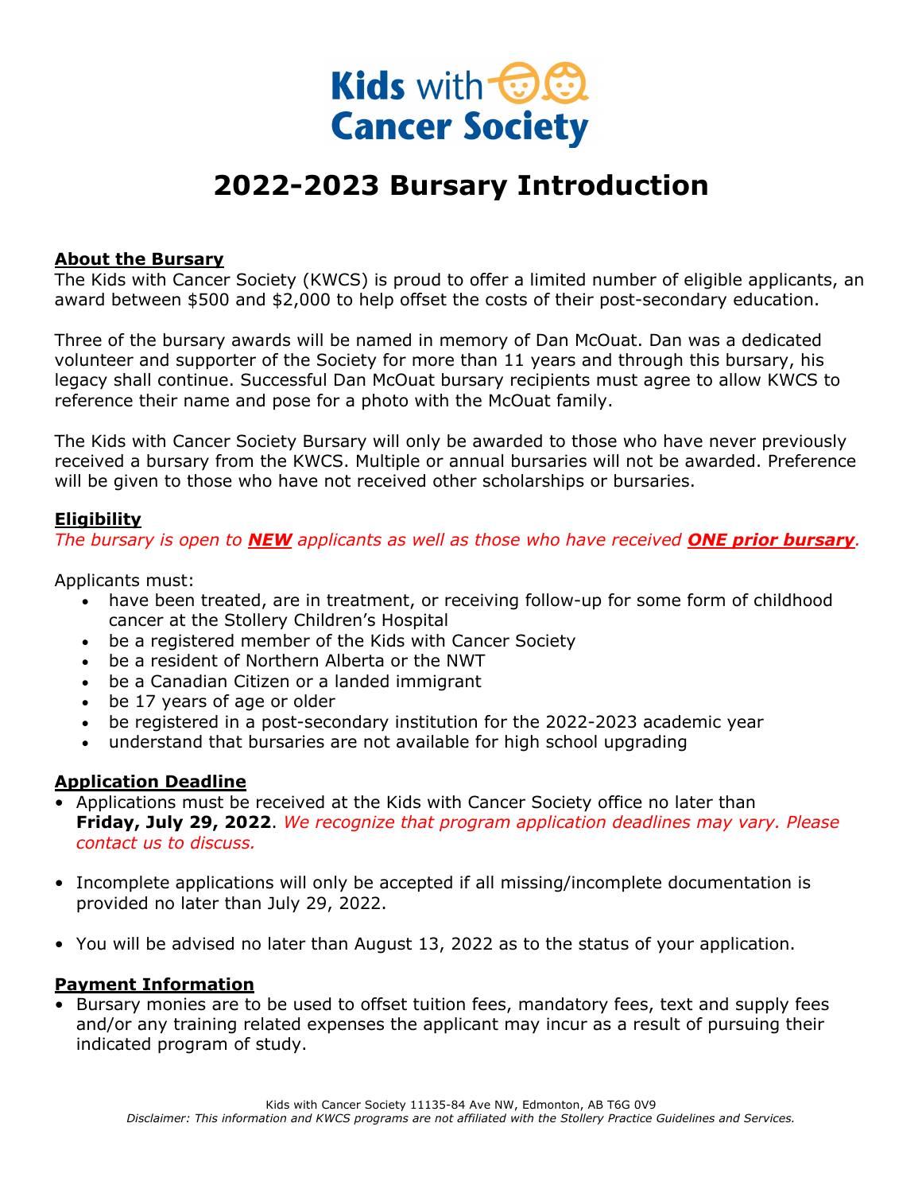Kids with Cancer Society

# 2022-2023 Bursary Introduction

## About the Bursary

The Kids with Cancer Society (KWCS) is proud to offer a limited number of eligible applicants, an award between $500 and $2,000 to help offset the costs of their post-secondary education.

Three of the bursary awards will be named in memory of Dan McOuat. Dan was a dedicated volunteer and supporter of the Society for more than 11 years and through this bursary, his legacy shall continue. Successful Dan McOuat bursary recipients must agree to allow KWCS to reference their name and pose for a photo with the McOuat family.

The Kids with Cancer Society Bursary will only be awarded to those who have never previously received a bursary from the KWCS. Multiple or annual bursaries will not be awarded. Preference will be given to those who have not received other scholarships or bursaries.

## Eligibility

*The bursary is open to **NEW** applicants as well as those who have received **ONE prior bursary**.*

Applicants must:

- have been treated, are in treatment, or receiving follow-up for some form of childhood cancer at the Stollery Children's Hospital
- be a registered member of the Kids with Cancer Society
- be a resident of Northern Alberta or the NWT
- be a Canadian Citizen or a landed immigrant
- be 17 years of age or older
- be registered in a post-secondary institution for the 2022-2023 academic year
- understand that bursaries are not available for high school upgrading

## Application Deadline

- Applications must be received at the Kids with Cancer Society office no later than **Friday, July 29, 2022**. *We recognize that program application deadlines may vary. Please contact us to discuss.*
- Incomplete applications will only be accepted if all missing/incomplete documentation is provided no later than July 29, 2022.
- You will be advised no later than August 13, 2022 as to the status of your application.

## Payment Information

- Bursary monies are to be used to offset tuition fees, mandatory fees, text and supply fees and/or any training related expenses the applicant may incur as a result of pursuing their indicated program of study.

Kids with Cancer Society 11135-84 Ave NW, Edmonton, AB T6G 0V9

*Disclaimer: This information and KWCS programs are not affiliated with the Stollery Practice Guidelines and Services.*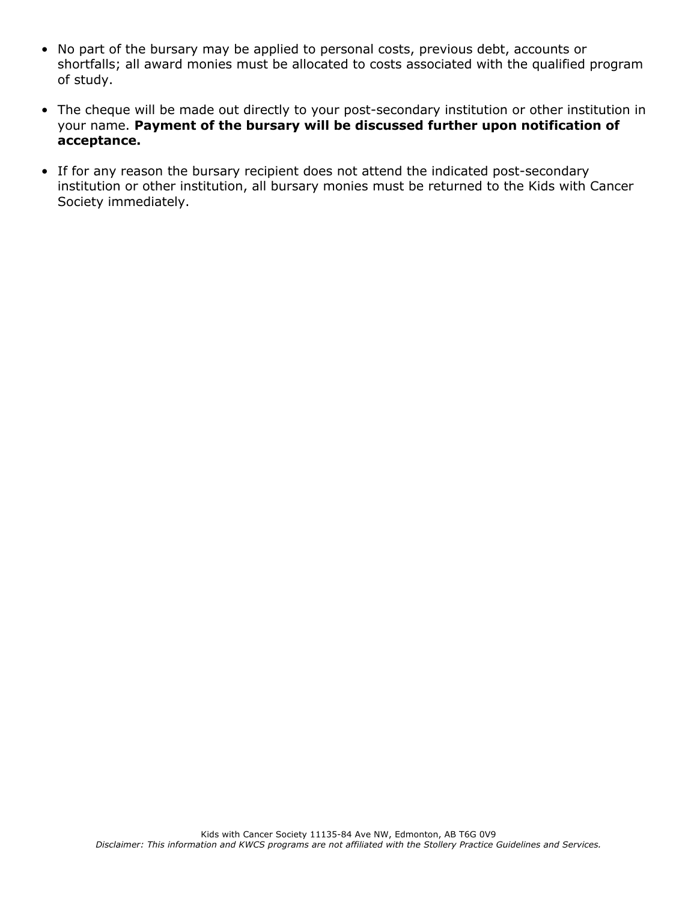- No part of the bursary may be applied to personal costs, previous debt, accounts or shortfalls; all award monies must be allocated to costs associated with the qualified program of study.
- The cheque will be made out directly to your post-secondary institution or other institution in your name. **Payment of the bursary will be discussed further upon notification of acceptance.**
- If for any reason the bursary recipient does not attend the indicated post-secondary institution or other institution, all bursary monies must be returned to the Kids with Cancer Society immediately.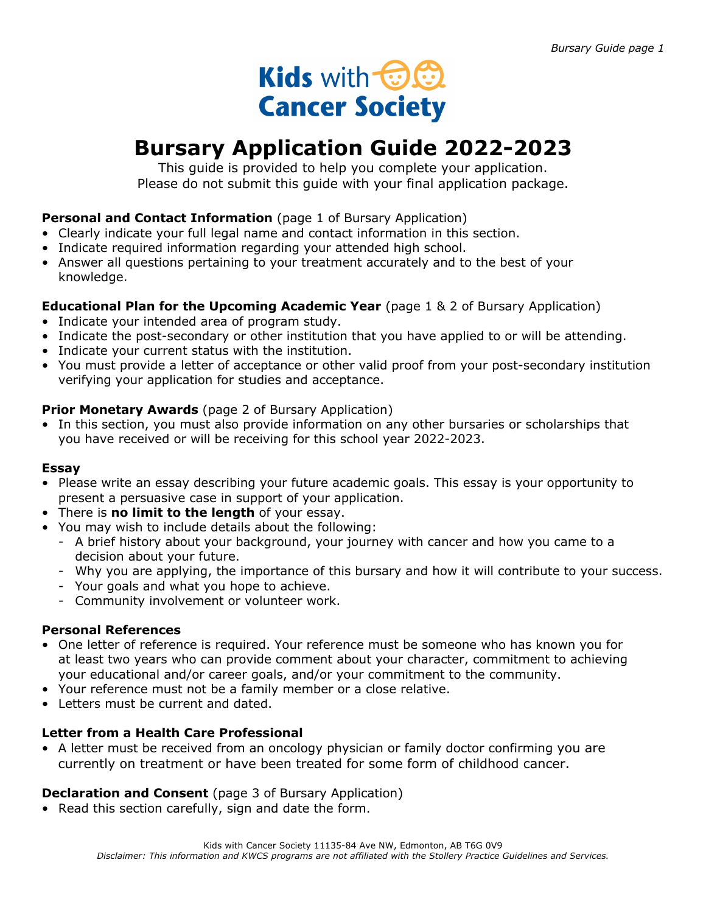**Kids with Cancer Society**

# Bursary Application Guide 2022-2023

This guide is provided to help you complete your application.
Please do not submit this guide with your final application package.

**Personal and Contact Information** (page 1 of Bursary Application)

- Clearly indicate your full legal name and contact information in this section.
- Indicate required information regarding your attended high school.
- Answer all questions pertaining to your treatment accurately and to the best of your knowledge.

**Educational Plan for the Upcoming Academic Year** (page 1 & 2 of Bursary Application)

- Indicate your intended area of program study.
- Indicate the post-secondary or other institution that you have applied to or will be attending.
- Indicate your current status with the institution.
- You must provide a letter of acceptance or other valid proof from your post-secondary institution verifying your application for studies and acceptance.

**Prior Monetary Awards** (page 2 of Bursary Application)

- In this section, you must also provide information on any other bursaries or scholarships that you have received or will be receiving for this school year 2022-2023.

**Essay**

- Please write an essay describing your future academic goals. This essay is your opportunity to present a persuasive case in support of your application.
- There is **no limit to the length** of your essay.
- You may wish to include details about the following:
  - A brief history about your background, your journey with cancer and how you came to a decision about your future.
  - Why you are applying, the importance of this bursary and how it will contribute to your success.
  - Your goals and what you hope to achieve.
  - Community involvement or volunteer work.

**Personal References**

- One letter of reference is required. Your reference must be someone who has known you for at least two years who can provide comment about your character, commitment to achieving your educational and/or career goals, and/or your commitment to the community.
- Your reference must not be a family member or a close relative.
- Letters must be current and dated.

**Letter from a Health Care Professional**

- A letter must be received from an oncology physician or family doctor confirming you are currently on treatment or have been treated for some form of childhood cancer.

**Declaration and Consent** (page 3 of Bursary Application)

- Read this section carefully, sign and date the form.

Kids with Cancer Society 11135-84 Ave NW, Edmonton, AB T6G 0V9

*Disclaimer: This information and KWCS programs are not affiliated with the Stollery Practice Guidelines and Services.*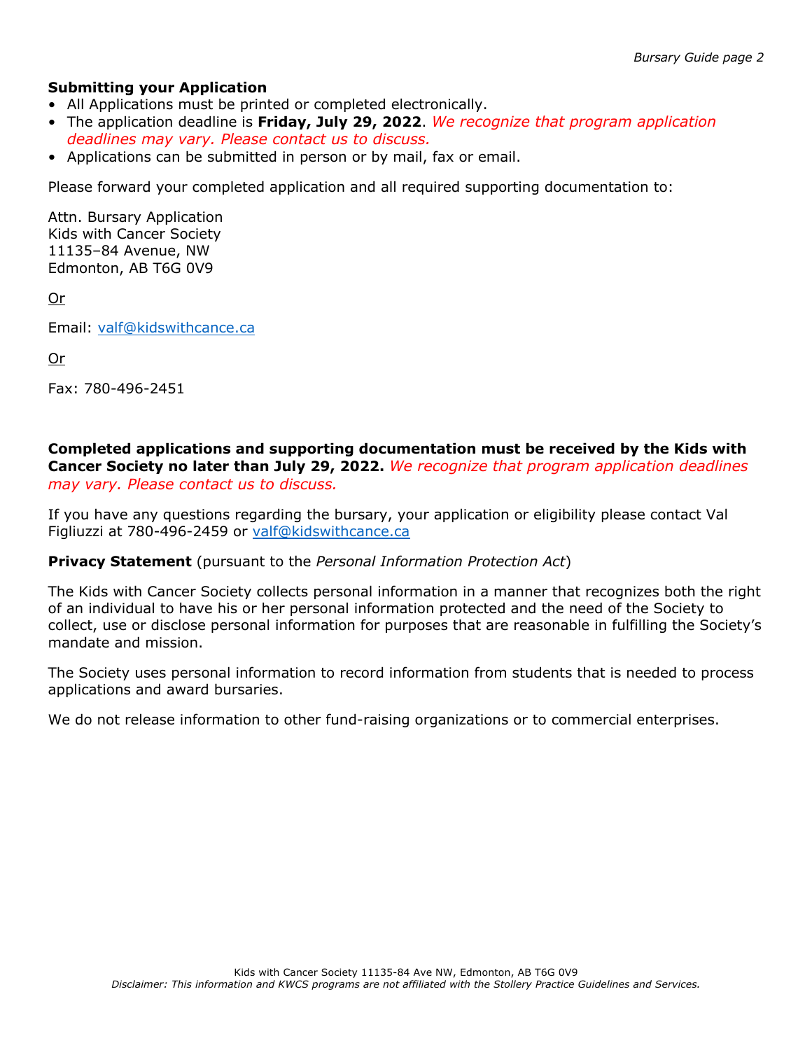**Submitting your Application**

- All Applications must be printed or completed electronically.
- The application deadline is **Friday, July 29, 2022**. *We recognize that program application deadlines may vary. Please contact us to discuss.*
- Applications can be submitted in person or by mail, fax or email.

Please forward your completed application and all required supporting documentation to:

Attn. Bursary Application
Kids with Cancer Society
11135–84 Avenue, NW
Edmonton, AB T6G 0V9

Or

Email: valf@kidswithcance.ca

Or

Fax: 780-496-2451

**Completed applications and supporting documentation must be received by the Kids with Cancer Society no later than July 29, 2022.** *We recognize that program application deadlines may vary. Please contact us to discuss.*

If you have any questions regarding the bursary, your application or eligibility please contact Val Figliuzzi at 780-496-2459 or valf@kidswithcance.ca

**Privacy Statement** (pursuant to the *Personal Information Protection Act*)

The Kids with Cancer Society collects personal information in a manner that recognizes both the right of an individual to have his or her personal information protected and the need of the Society to collect, use or disclose personal information for purposes that are reasonable in fulfilling the Society's mandate and mission.

The Society uses personal information to record information from students that is needed to process applications and award bursaries.

We do not release information to other fund-raising organizations or to commercial enterprises.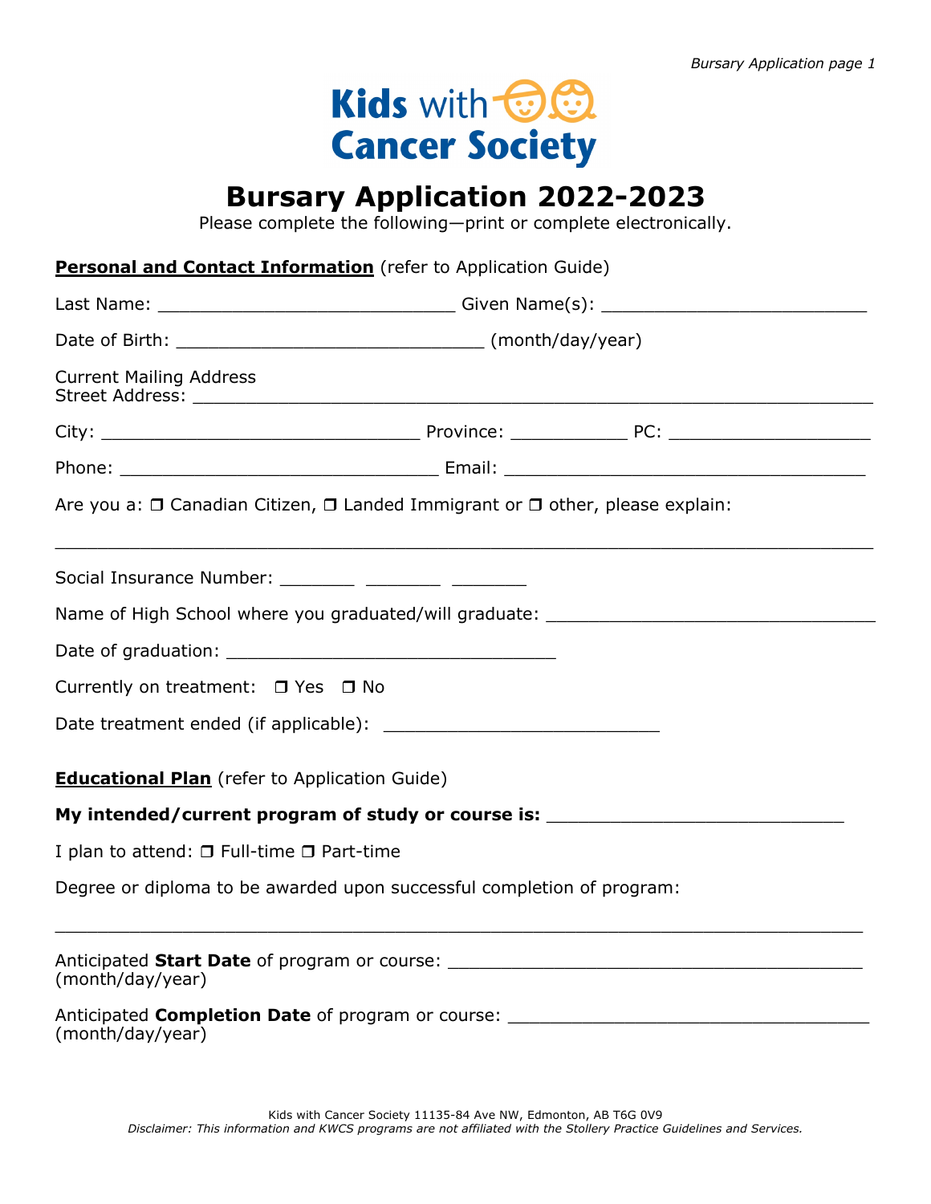Kids with Cancer Society

# Bursary Application 2022-2023

Please complete the following—print or complete electronically.

**Personal and Contact Information** (refer to Application Guide)

Last Name: ____________________________ Given Name(s): _________________________

Date of Birth: _____________________________ (month/day/year)

Current Mailing Address
Street Address: _________________________________________________________________

City: ______________________________ Province: ___________ PC: ___________________

Phone: ______________________________ Email: __________________________________

Are you a: ❒ Canadian Citizen, ❒ Landed Immigrant or ❒ other, please explain:

_______________________________________________________________________________

Social Insurance Number: _______ _______ _______

Name of High School where you graduated/will graduate: ______________________________

Date of graduation: _______________________________

Currently on treatment: ❒ Yes ❒ No

Date treatment ended (if applicable): __________________________

**Educational Plan** (refer to Application Guide)

**My intended/current program of study or course is:** ___________________________

I plan to attend: ❒ Full-time ❒ Part-time

Degree or diploma to be awarded upon successful completion of program:

_______________________________________________________________________________

Anticipated **Start Date** of program or course: ______________________________________
(month/day/year)

Anticipated **Completion Date** of program or course: __________________________________
(month/day/year)

Kids with Cancer Society 11135-84 Ave NW, Edmonton, AB T6G 0V9
*Disclaimer: This information and KWCS programs are not affiliated with the Stollery Practice Guidelines and Services.*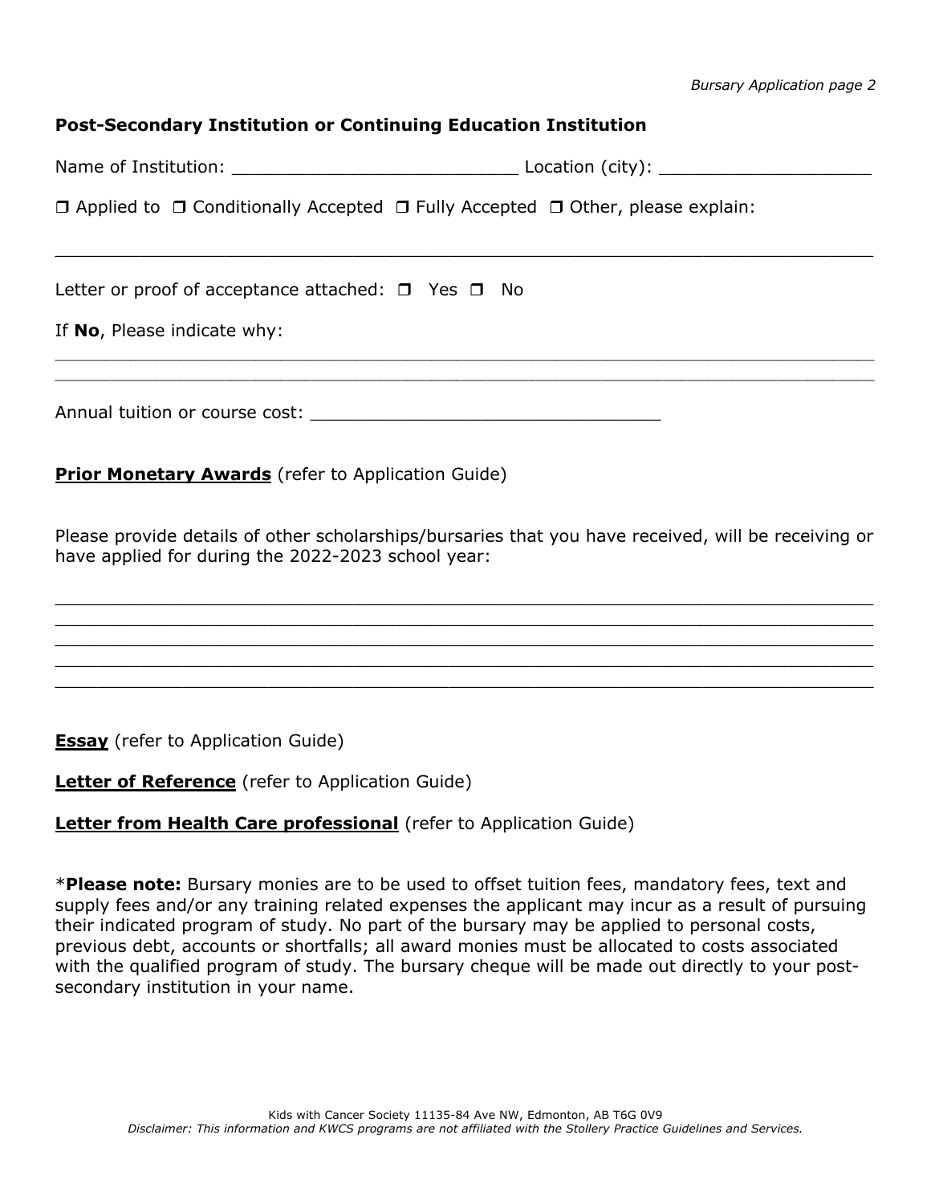**Post-Secondary Institution or Continuing Education Institution**

Name of Institution: ___________________________ Location (city): ____________________

❒ Applied to ❒ Conditionally Accepted ❒ Fully Accepted ❒ Other, please explain:

______________________________________________________________________________

Letter or proof of acceptance attached: ❒ Yes ❒ No

If **No**, Please indicate why:

______________________________________________________________________________
______________________________________________________________________________

Annual tuition or course cost: _________________________________

**Prior Monetary Awards** (refer to Application Guide)

Please provide details of other scholarships/bursaries that you have received, will be receiving or have applied for during the 2022-2023 school year:

______________________________________________________________________________
______________________________________________________________________________
______________________________________________________________________________
______________________________________________________________________________
______________________________________________________________________________

**Essay** (refer to Application Guide)

**Letter of Reference** (refer to Application Guide)

**Letter from Health Care professional** (refer to Application Guide)

\***Please note:** Bursary monies are to be used to offset tuition fees, mandatory fees, text and supply fees and/or any training related expenses the applicant may incur as a result of pursuing their indicated program of study. No part of the bursary may be applied to personal costs, previous debt, accounts or shortfalls; all award monies must be allocated to costs associated with the qualified program of study. The bursary cheque will be made out directly to your post-secondary institution in your name.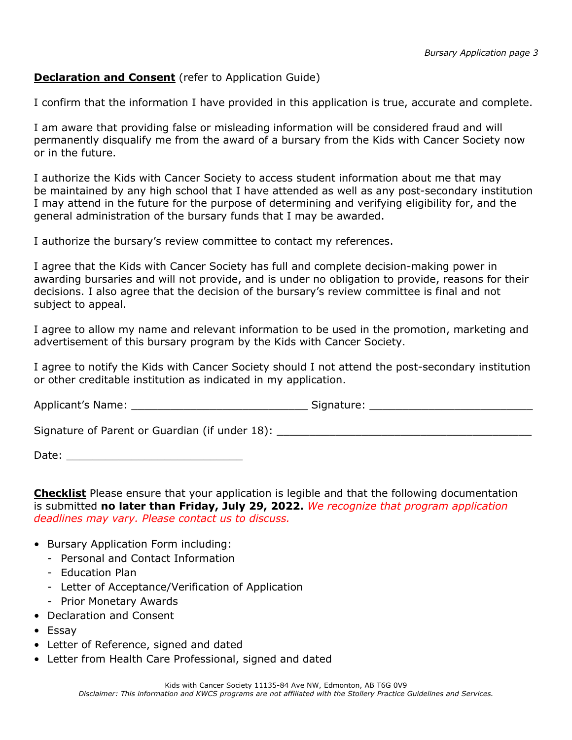**Declaration and Consent** (refer to Application Guide)

I confirm that the information I have provided in this application is true, accurate and complete.

I am aware that providing false or misleading information will be considered fraud and will permanently disqualify me from the award of a bursary from the Kids with Cancer Society now or in the future.

I authorize the Kids with Cancer Society to access student information about me that may be maintained by any high school that I have attended as well as any post-secondary institution I may attend in the future for the purpose of determining and verifying eligibility for, and the general administration of the bursary funds that I may be awarded.

I authorize the bursary's review committee to contact my references.

I agree that the Kids with Cancer Society has full and complete decision-making power in awarding bursaries and will not provide, and is under no obligation to provide, reasons for their decisions. I also agree that the decision of the bursary's review committee is final and not subject to appeal.

I agree to allow my name and relevant information to be used in the promotion, marketing and advertisement of this bursary program by the Kids with Cancer Society.

I agree to notify the Kids with Cancer Society should I not attend the post-secondary institution or other creditable institution as indicated in my application.

Applicant's Name: ___________________________ Signature: _________________________

Signature of Parent or Guardian (if under 18): ________________________________________

Date: ___________________________

**Checklist** Please ensure that your application is legible and that the following documentation is submitted **no later than Friday, July 29, 2022.** *We recognize that program application deadlines may vary. Please contact us to discuss.*

- Bursary Application Form including:
  - Personal and Contact Information
  - Education Plan
  - Letter of Acceptance/Verification of Application
  - Prior Monetary Awards
- Declaration and Consent
- Essay
- Letter of Reference, signed and dated
- Letter from Health Care Professional, signed and dated

Kids with Cancer Society 11135-84 Ave NW, Edmonton, AB T6G 0V9

*Disclaimer: This information and KWCS programs are not affiliated with the Stollery Practice Guidelines and Services.*